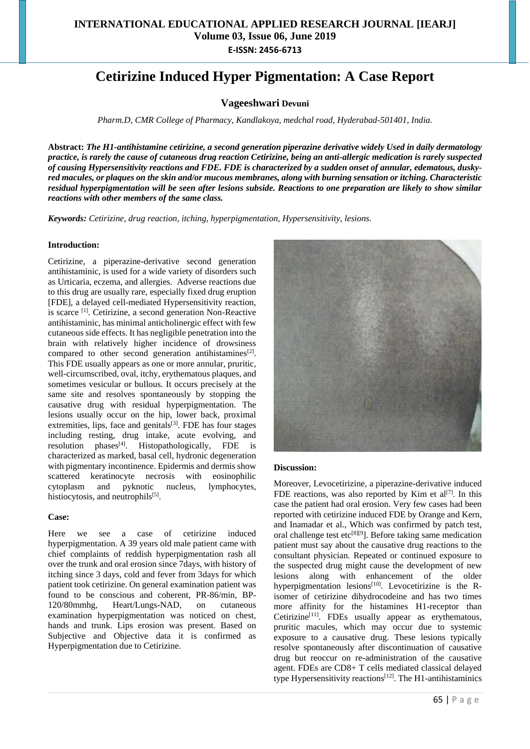# Cetirizine Induced Hyper Pigmentation: A Case Report

**Vageeshwari Devuni**

*Pharm.D, CMR College of Pharmacy, Kandlakoya, medchal road, Hyderabad-501401, India.*

**Abstract:** ***The H1-antihistamine cetirizine, a second generation piperazine derivative widely Used in daily dermatology practice, is rarely the cause of cutaneous drug reaction Cetirizine, being an anti-allergic medication is rarely suspected of causing Hypersensitivity reactions and FDE. FDE is characterized by a sudden onset of annular, edematous, dusky-red macules, or plaques on the skin and/or mucous membranes, along with burning sensation or itching. Characteristic residual hyperpigmentation will be seen after lesions subside. Reactions to one preparation are likely to show similar reactions with other members of the same class.***

***Keywords:*** *Cetirizine, drug reaction, itching, hyperpigmentation, Hypersensitivity, lesions.*

**Introduction:**

Cetirizine, a piperazine-derivative second generation antihistaminic, is used for a wide variety of disorders such as Urticaria, eczema, and allergies. Adverse reactions due to this drug are usually rare, especially fixed drug eruption [FDE], a delayed cell-mediated Hypersensitivity reaction, is scarce [1]. Cetirizine, a second generation Non-Reactive antihistaminic, has minimal anticholinergic effect with few cutaneous side effects. It has negligible penetration into the brain with relatively higher incidence of drowsiness compared to other second generation antihistamines[2]. This FDE usually appears as one or more annular, pruritic, well-circumscribed, oval, itchy, erythematous plaques, and sometimes vesicular or bullous. It occurs precisely at the same site and resolves spontaneously by stopping the causative drug with residual hyperpigmentation. The lesions usually occur on the hip, lower back, proximal extremities, lips, face and genitals[3]. FDE has four stages including resting, drug intake, acute evolving, and resolution phases[4]. Histopathologically, FDE is characterized as marked, basal cell, hydronic degeneration with pigmentary incontinence. Epidermis and dermis show scattered keratinocyte necrosis with eosinophilic cytoplasm and pyknotic nucleus, lymphocytes, histiocytosis, and neutrophils[5].

**Case:**

Here we see a case of cetirizine induced hyperpigmentation. A 39 years old male patient came with chief complaints of reddish hyperpigmentation rash all over the trunk and oral erosion since 7days, with history of itching since 3 days, cold and fever from 3days for which patient took cetirizine. On general examination patient was found to be conscious and coherent, PR-86/min, BP-120/80mmhg, Heart/Lungs-NAD, on cutaneous examination hyperpigmentation was noticed on chest, hands and trunk. Lips erosion was present. Based on Subjective and Objective data it is confirmed as Hyperpigmentation due to Cetirizine.

**Discussion:**

Moreover, Levocetirizine, a piperazine-derivative induced FDE reactions, was also reported by Kim et al[7]. In this case the patient had oral erosion. Very few cases had been reported with cetirizine induced FDE by Orange and Kern, and Inamadar et al., Which was confirmed by patch test, oral challenge test etc[8][9]. Before taking same medication patient must say about the causative drug reactions to the consultant physician. Repeated or continued exposure to the suspected drug might cause the development of new lesions along with enhancement of the older hyperpigmentation lesions[10]. Levocetirizine is the R-isomer of cetirizine dihydrocodeine and has two times more affinity for the histamines H1-receptor than Cetirizine[11]. FDEs usually appear as erythematous, pruritic macules, which may occur due to systemic exposure to a causative drug. These lesions typically resolve spontaneously after discontinuation of causative drug but reoccur on re-administration of the causative agent. FDEs are CD8+ T cells mediated classical delayed type Hypersensitivity reactions[12]. The H1-antihistaminics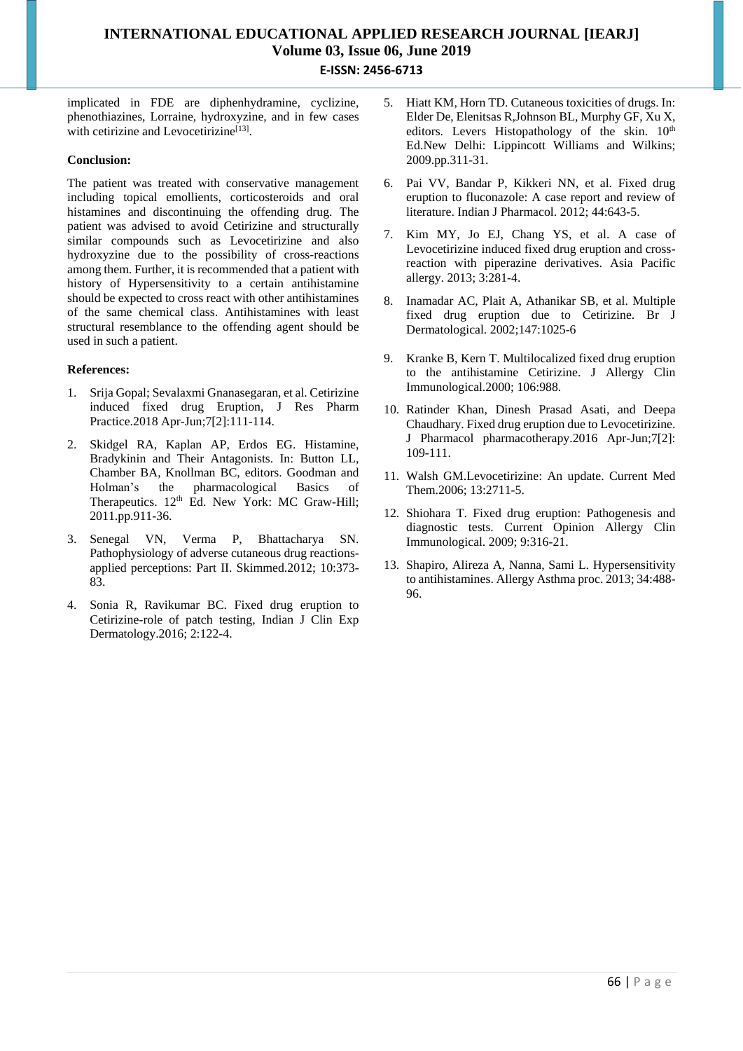implicated in FDE are diphenhydramine, cyclizine, phenothiazines, Lorraine, hydroxyzine, and in few cases with cetirizine and Levocetirizine[13].

**Conclusion:**

The patient was treated with conservative management including topical emollients, corticosteroids and oral histamines and discontinuing the offending drug. The patient was advised to avoid Cetirizine and structurally similar compounds such as Levocetirizine and also hydroxyzine due to the possibility of cross-reactions among them. Further, it is recommended that a patient with history of Hypersensitivity to a certain antihistamine should be expected to cross react with other antihistamines of the same chemical class. Antihistamines with least structural resemblance to the offending agent should be used in such a patient.

**References:**

1. Srija Gopal; Sevalaxmi Gnanasegaran, et al. Cetirizine induced fixed drug Eruption, J Res Pharm Practice.2018 Apr-Jun;7[2]:111-114.
2. Skidgel RA, Kaplan AP, Erdos EG. Histamine, Bradykinin and Their Antagonists. In: Button LL, Chamber BA, Knollman BC, editors. Goodman and Holman's the pharmacological Basics of Therapeutics. 12th Ed. New York: MC Graw-Hill; 2011.pp.911-36.
3. Senegal VN, Verma P, Bhattacharya SN. Pathophysiology of adverse cutaneous drug reactions-applied perceptions: Part II. Skimmed.2012; 10:373-83.
4. Sonia R, Ravikumar BC. Fixed drug eruption to Cetirizine-role of patch testing, Indian J Clin Exp Dermatology.2016; 2:122-4.
5. Hiatt KM, Horn TD. Cutaneous toxicities of drugs. In: Elder De, Elenitsas R,Johnson BL, Murphy GF, Xu X, editors. Levers Histopathology of the skin. 10th Ed.New Delhi: Lippincott Williams and Wilkins; 2009.pp.311-31.
6. Pai VV, Bandar P, Kikkeri NN, et al. Fixed drug eruption to fluconazole: A case report and review of literature. Indian J Pharmacol. 2012; 44:643-5.
7. Kim MY, Jo EJ, Chang YS, et al. A case of Levocetirizine induced fixed drug eruption and cross-reaction with piperazine derivatives. Asia Pacific allergy. 2013; 3:281-4.
8. Inamadar AC, Plait A, Athanikar SB, et al. Multiple fixed drug eruption due to Cetirizine. Br J Dermatological. 2002;147:1025-6
9. Kranke B, Kern T. Multilocalized fixed drug eruption to the antihistamine Cetirizine. J Allergy Clin Immunological.2000; 106:988.
10. Ratinder Khan, Dinesh Prasad Asati, and Deepa Chaudhary. Fixed drug eruption due to Levocetirizine. J Pharmacol pharmacotherapy.2016 Apr-Jun;7[2]: 109-111.
11. Walsh GM.Levocetirizine: An update. Current Med Them.2006; 13:2711-5.
12. Shiohara T. Fixed drug eruption: Pathogenesis and diagnostic tests. Current Opinion Allergy Clin Immunological. 2009; 9:316-21.
13. Shapiro, Alireza A, Nanna, Sami L. Hypersensitivity to antihistamines. Allergy Asthma proc. 2013; 34:488-96.